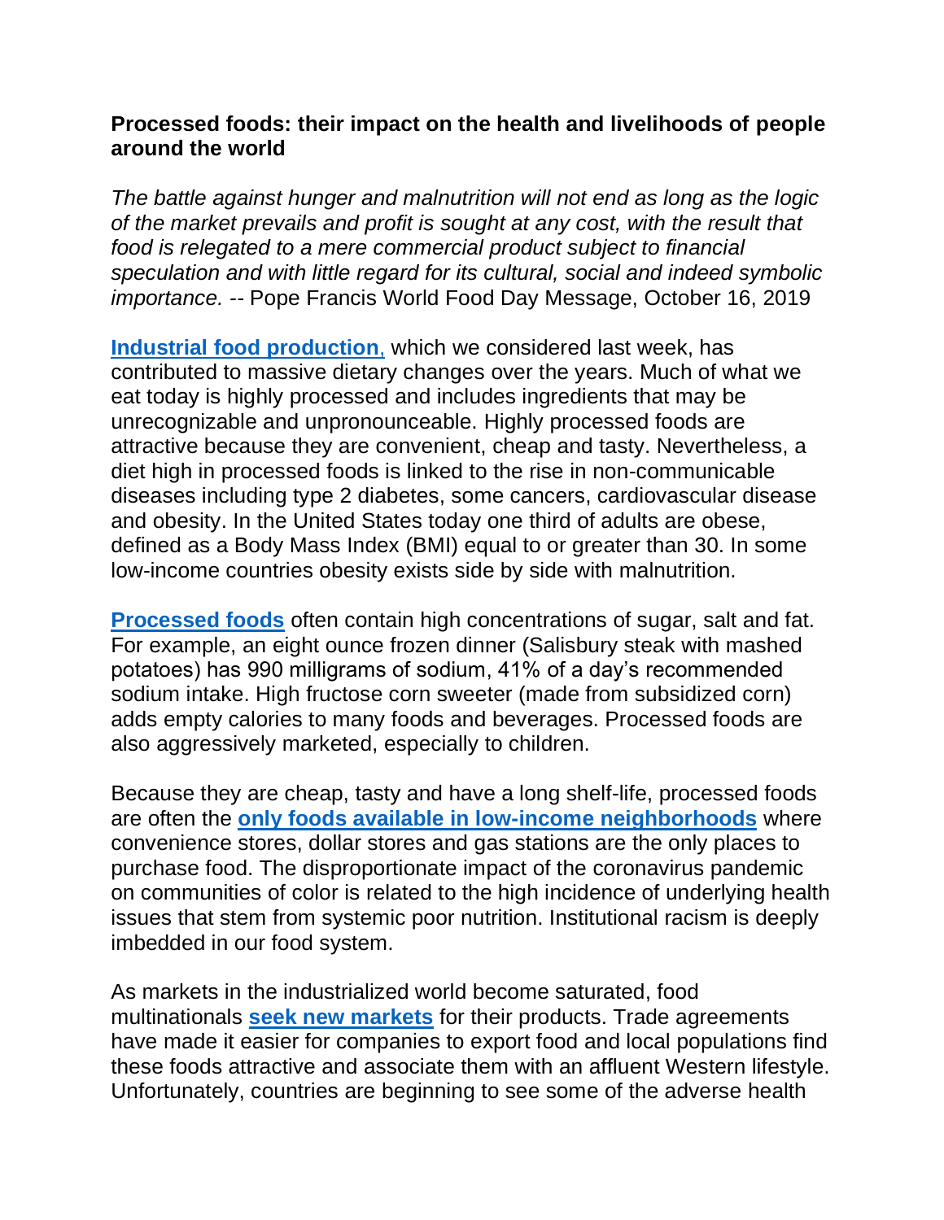**Processed foods: their impact on the health and livelihoods of people around the world**

*The battle against hunger and malnutrition will not end as long as the logic of the market prevails and profit is sought at any cost, with the result that food is relegated to a mere commercial product subject to financial speculation and with little regard for its cultural, social and indeed symbolic importance. --* Pope Francis World Food Day Message, October 16, 2019

**Industrial food production**, which we considered last week, has contributed to massive dietary changes over the years. Much of what we eat today is highly processed and includes ingredients that may be unrecognizable and unpronounceable. Highly processed foods are attractive because they are convenient, cheap and tasty. Nevertheless, a diet high in processed foods is linked to the rise in non-communicable diseases including type 2 diabetes, some cancers, cardiovascular disease and obesity. In the United States today one third of adults are obese, defined as a Body Mass Index (BMI) equal to or greater than 30. In some low-income countries obesity exists side by side with malnutrition.

**Processed foods** often contain high concentrations of sugar, salt and fat. For example, an eight ounce frozen dinner (Salisbury steak with mashed potatoes) has 990 milligrams of sodium, 41% of a day's recommended sodium intake. High fructose corn sweeter (made from subsidized corn) adds empty calories to many foods and beverages. Processed foods are also aggressively marketed, especially to children.

Because they are cheap, tasty and have a long shelf-life, processed foods are often the **only foods available in low-income neighborhoods** where convenience stores, dollar stores and gas stations are the only places to purchase food. The disproportionate impact of the coronavirus pandemic on communities of color is related to the high incidence of underlying health issues that stem from systemic poor nutrition. Institutional racism is deeply imbedded in our food system.

As markets in the industrialized world become saturated, food multinationals **seek new markets** for their products. Trade agreements have made it easier for companies to export food and local populations find these foods attractive and associate them with an affluent Western lifestyle. Unfortunately, countries are beginning to see some of the adverse health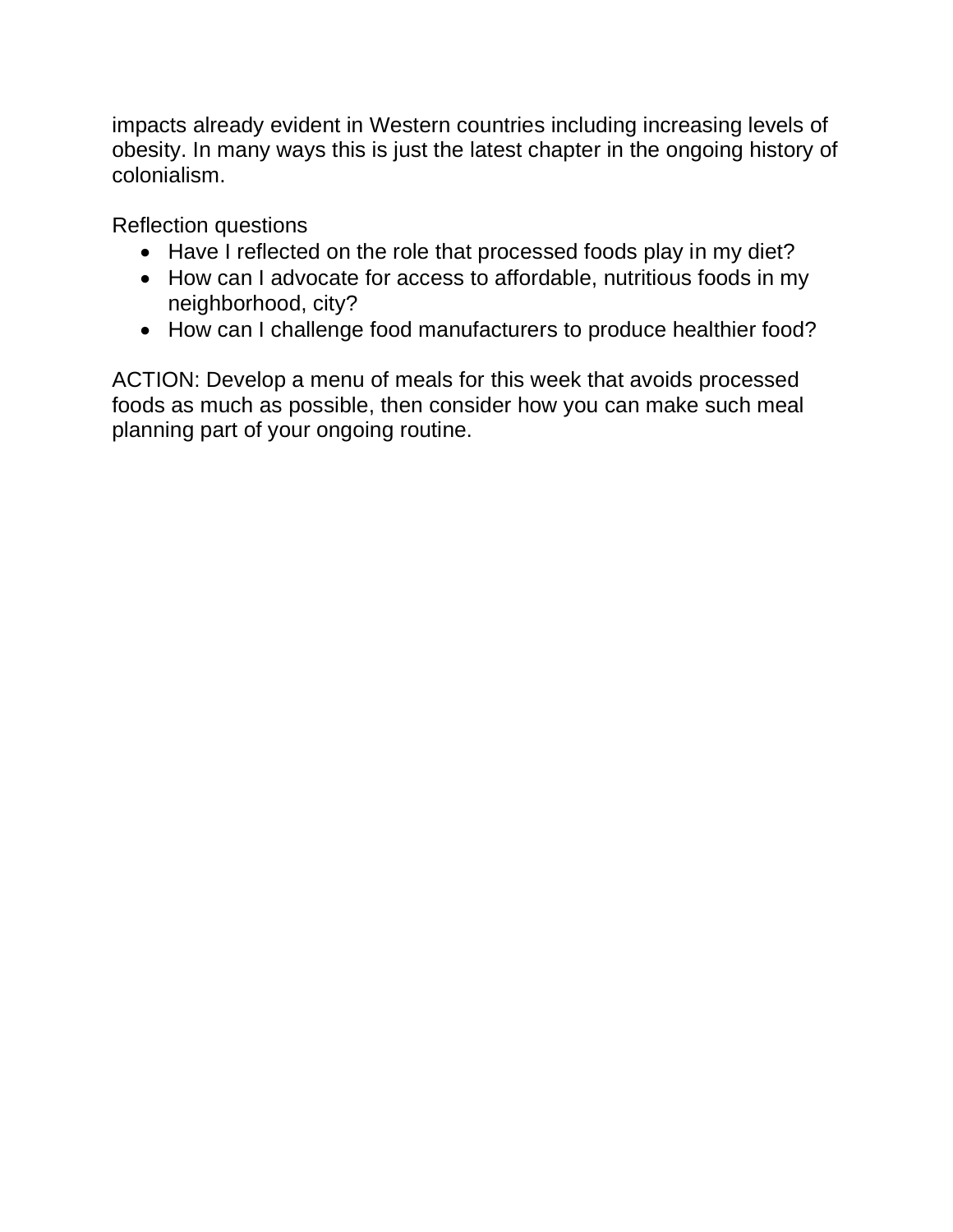impacts already evident in Western countries including increasing levels of obesity. In many ways this is just the latest chapter in the ongoing history of colonialism.

Reflection questions

- Have I reflected on the role that processed foods play in my diet?
- How can I advocate for access to affordable, nutritious foods in my neighborhood, city?
- How can I challenge food manufacturers to produce healthier food?

ACTION: Develop a menu of meals for this week that avoids processed foods as much as possible, then consider how you can make such meal planning part of your ongoing routine.